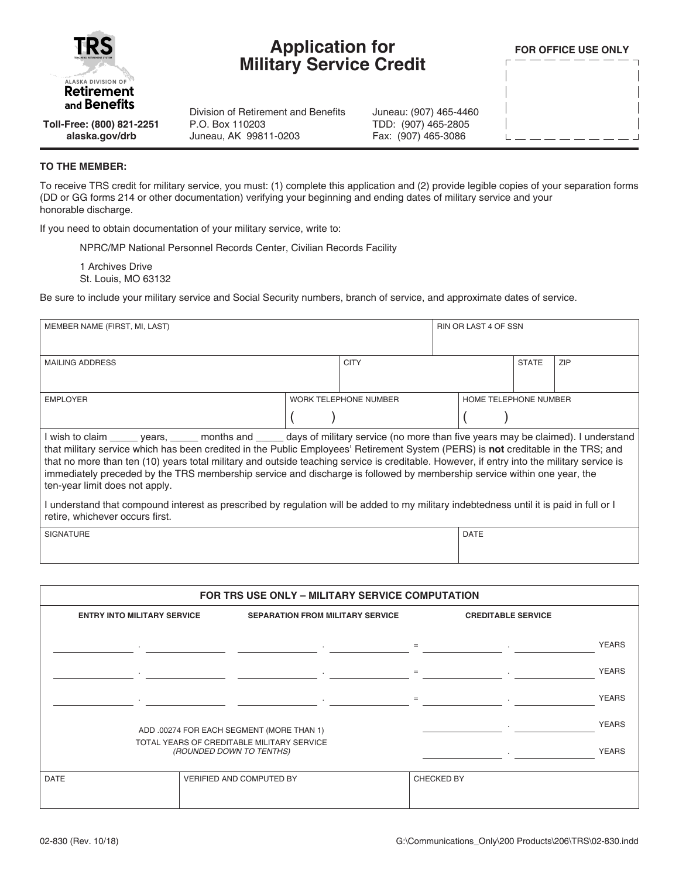TRS
ALASKA DIVISION OF
**Retirement and Benefits**

**Toll-Free: (800) 821-2251**
**alaska.gov/drb**

# Application for Military Service Credit

Division of Retirement and Benefits
P.O. Box 110203
Juneau, AK 99811-0203

Juneau: (907) 465-4460
TDD: (907) 465-2805
Fax: (907) 465-3086

**FOR OFFICE USE ONLY**

**TO THE MEMBER:**

To receive TRS credit for military service, you must: (1) complete this application and (2) provide legible copies of your separation forms (DD or GG forms 214 or other documentation) verifying your beginning and ending dates of military service and your honorable discharge.

If you need to obtain documentation of your military service, write to:

NPRC/MP National Personnel Records Center, Civilian Records Facility

1 Archives Drive
St. Louis, MO 63132

Be sure to include your military service and Social Security numbers, branch of service, and approximate dates of service.

| MEMBER NAME (FIRST, MI, LAST) | | | RIN OR LAST 4 OF SSN |
|---|---|---|---|
| MAILING ADDRESS | CITY | STATE | ZIP |
| EMPLOYER | WORK TELEPHONE NUMBER ( ) | HOME TELEPHONE NUMBER ( ) | |

I wish to claim _____ years, _____ months and _____ days of military service (no more than five years may be claimed). I understand that military service which has been credited in the Public Employees' Retirement System (PERS) is **not** creditable in the TRS; and that no more than ten (10) years total military and outside teaching service is creditable. However, if entry into the military service is immediately preceded by the TRS membership service and discharge is followed by membership service within one year, the ten-year limit does not apply.

I understand that compound interest as prescribed by regulation will be added to my military indebtedness until it is paid in full or I retire, whichever occurs first.

| SIGNATURE | DATE |
|---|---|
| | |

**FOR TRS USE ONLY – MILITARY SERVICE COMPUTATION**

| ENTRY INTO MILITARY SERVICE | SEPARATION FROM MILITARY SERVICE | | CREDITABLE SERVICE | |
|---|---|---|---|---|
| ______ . ______ | ______ . ______ | = | ______ . ______ | YEARS |
| ______ . ______ | ______ . ______ | = | ______ . ______ | YEARS |
| ______ . ______ | ______ . ______ | = | ______ . ______ | YEARS |
| ADD .00274 FOR EACH SEGMENT (MORE THAN 1) | | | ______ . ______ | YEARS |
| TOTAL YEARS OF CREDITABLE MILITARY SERVICE *(ROUNDED DOWN TO TENTHS)* | | | ______ . ______ | YEARS |

| DATE | VERIFIED AND COMPUTED BY | CHECKED BY |
|---|---|---|
| | | |

02-830 (Rev. 10/18)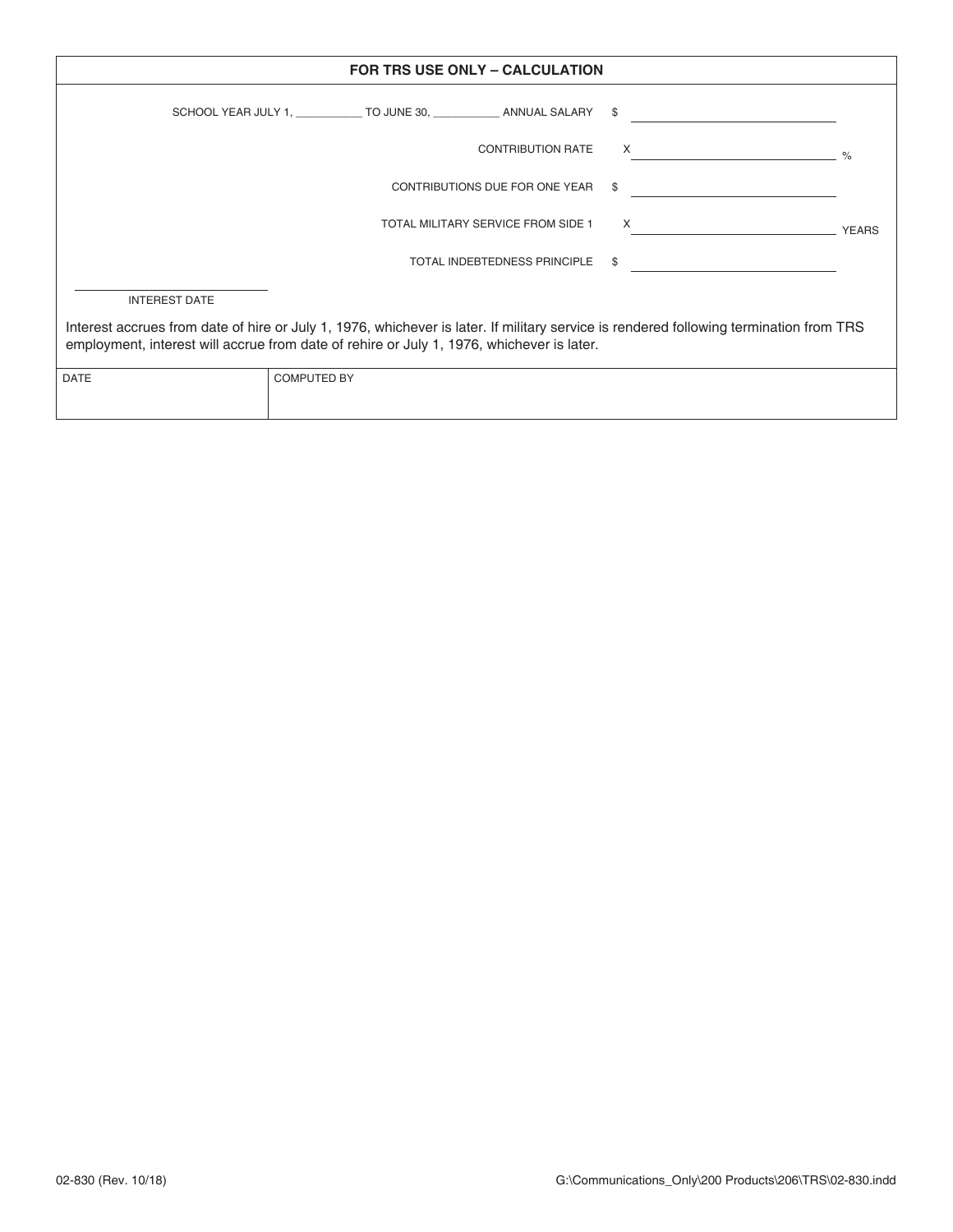## FOR TRS USE ONLY – CALCULATION

SCHOOL YEAR JULY 1, ___________ TO JUNE 30, ___________ ANNUAL SALARY $ ____________________

CONTRIBUTION RATE X ____________________ %

CONTRIBUTIONS DUE FOR ONE YEAR $ ____________________

TOTAL MILITARY SERVICE FROM SIDE 1 X ____________________ YEARS

TOTAL INDEBTEDNESS PRINCIPLE $ ____________________

____________________
INTEREST DATE

Interest accrues from date of hire or July 1, 1976, whichever is later. If military service is rendered following termination from TRS employment, interest will accrue from date of rehire or July 1, 1976, whichever is later.

| DATE | COMPUTED BY |
| --- | --- |
| | |

02-830 (Rev. 10/18)

G:\Communications_Only\200 Products\206\TRS\02-830.indd